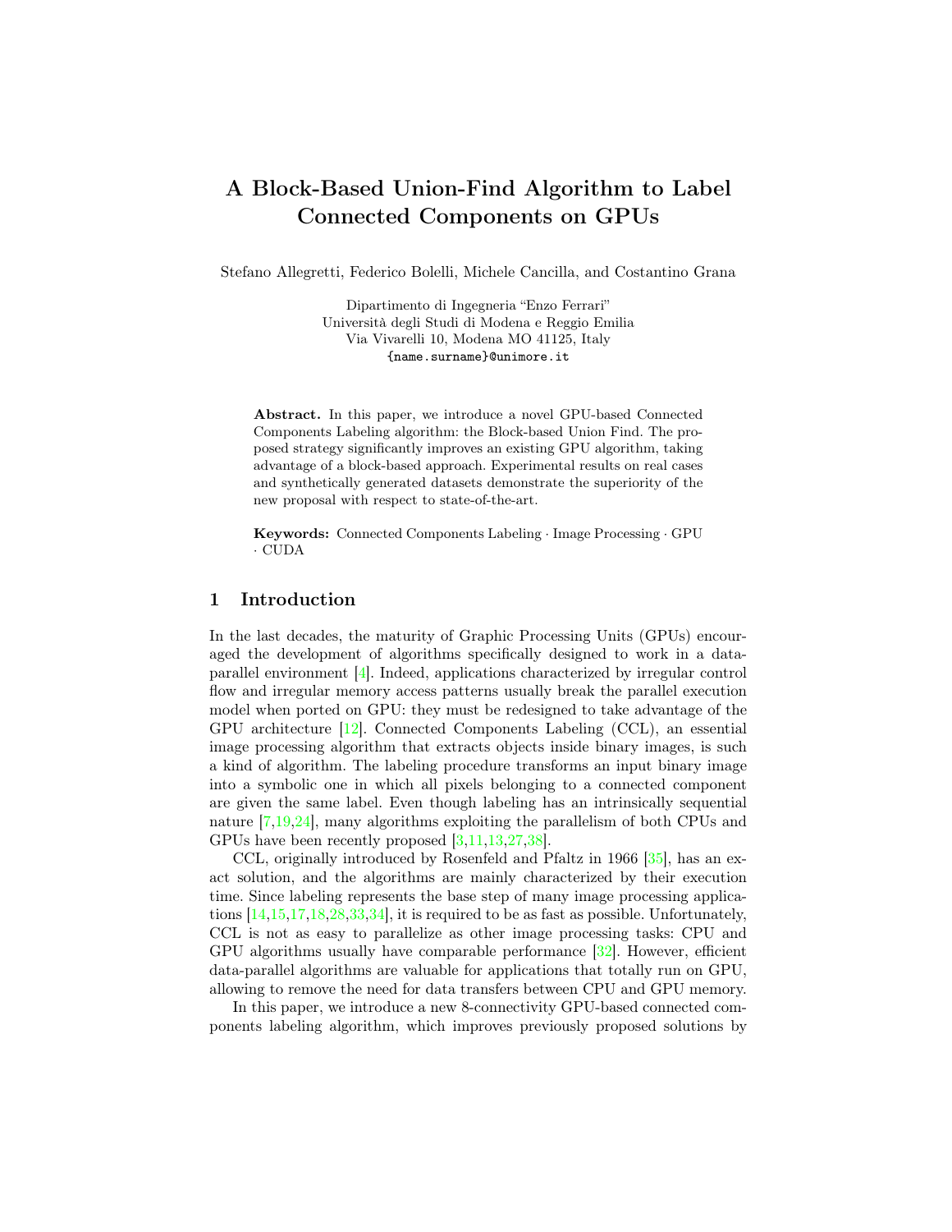# A Block-Based Union-Find Algorithm to Label Connected Components on GPUs

Stefano Allegretti, Federico Bolelli, Michele Cancilla, and Costantino Grana

Dipartimento di Ingegneria "Enzo Ferrari"
Università degli Studi di Modena e Reggio Emilia
Via Vivarelli 10, Modena MO 41125, Italy
{name.surname}@unimore.it

**Abstract.** In this paper, we introduce a novel GPU-based Connected Components Labeling algorithm: the Block-based Union Find. The proposed strategy significantly improves an existing GPU algorithm, taking advantage of a block-based approach. Experimental results on real cases and synthetically generated datasets demonstrate the superiority of the new proposal with respect to state-of-the-art.

**Keywords:** Connected Components Labeling · Image Processing · GPU · CUDA

## 1 Introduction

In the last decades, the maturity of Graphic Processing Units (GPUs) encouraged the development of algorithms specifically designed to work in a data-parallel environment [4]. Indeed, applications characterized by irregular control flow and irregular memory access patterns usually break the parallel execution model when ported on GPU: they must be redesigned to take advantage of the GPU architecture [12]. Connected Components Labeling (CCL), an essential image processing algorithm that extracts objects inside binary images, is such a kind of algorithm. The labeling procedure transforms an input binary image into a symbolic one in which all pixels belonging to a connected component are given the same label. Even though labeling has an intrinsically sequential nature [7,19,24], many algorithms exploiting the parallelism of both CPUs and GPUs have been recently proposed [3,11,13,27,38].

CCL, originally introduced by Rosenfeld and Pfaltz in 1966 [35], has an exact solution, and the algorithms are mainly characterized by their execution time. Since labeling represents the base step of many image processing applications [14,15,17,18,28,33,34], it is required to be as fast as possible. Unfortunately, CCL is not as easy to parallelize as other image processing tasks: CPU and GPU algorithms usually have comparable performance [32]. However, efficient data-parallel algorithms are valuable for applications that totally run on GPU, allowing to remove the need for data transfers between CPU and GPU memory.

In this paper, we introduce a new 8-connectivity GPU-based connected components labeling algorithm, which improves previously proposed solutions by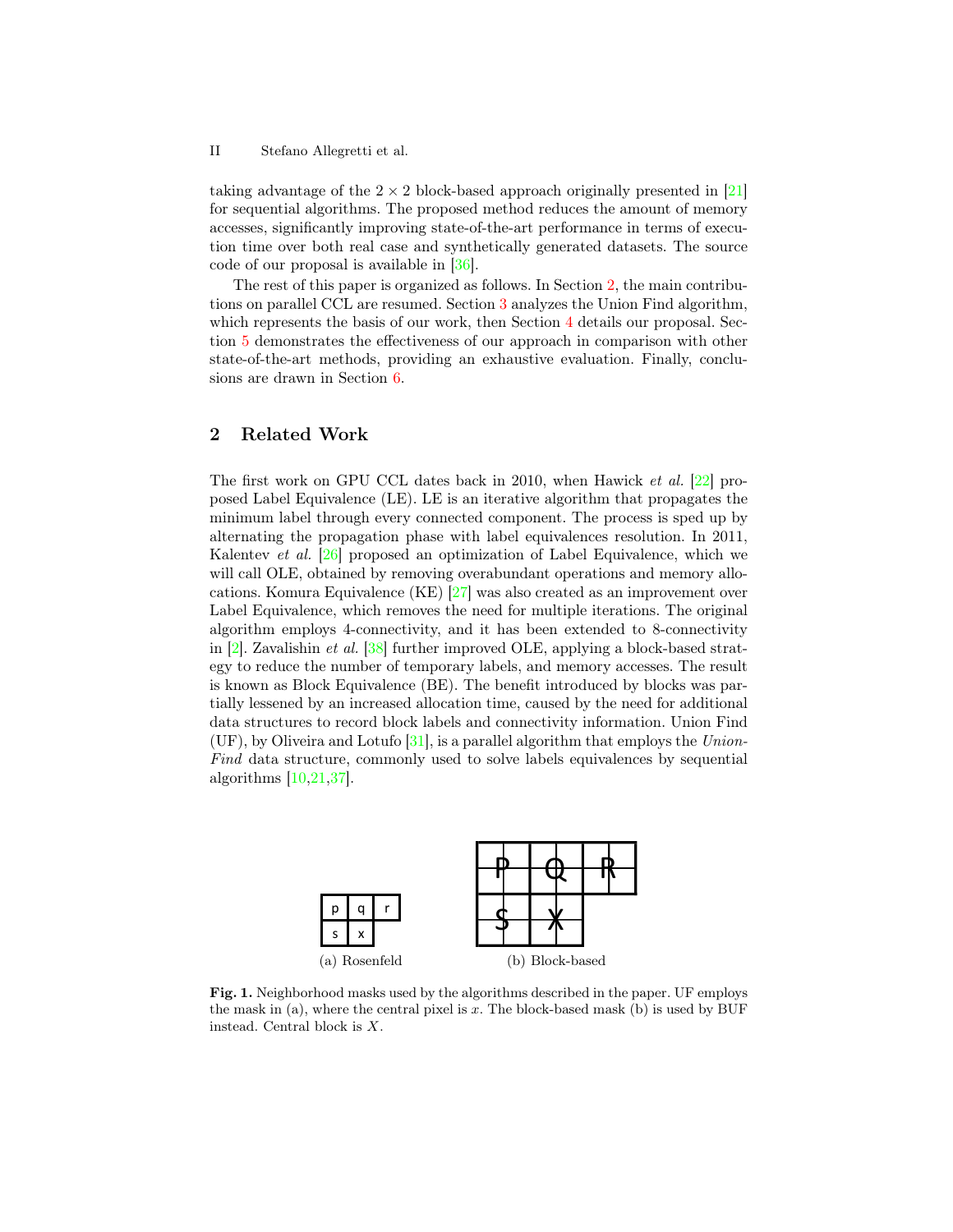taking advantage of the $2 \times 2$ block-based approach originally presented in [21] for sequential algorithms. The proposed method reduces the amount of memory accesses, significantly improving state-of-the-art performance in terms of execution time over both real case and synthetically generated datasets. The source code of our proposal is available in [36].

The rest of this paper is organized as follows. In Section 2, the main contributions on parallel CCL are resumed. Section 3 analyzes the Union Find algorithm, which represents the basis of our work, then Section 4 details our proposal. Section 5 demonstrates the effectiveness of our approach in comparison with other state-of-the-art methods, providing an exhaustive evaluation. Finally, conclusions are drawn in Section 6.

## 2 Related Work

The first work on GPU CCL dates back in 2010, when Hawick *et al.* [22] proposed Label Equivalence (LE). LE is an iterative algorithm that propagates the minimum label through every connected component. The process is sped up by alternating the propagation phase with label equivalences resolution. In 2011, Kalentev *et al.* [26] proposed an optimization of Label Equivalence, which we will call OLE, obtained by removing overabundant operations and memory allocations. Komura Equivalence (KE) [27] was also created as an improvement over Label Equivalence, which removes the need for multiple iterations. The original algorithm employs 4-connectivity, and it has been extended to 8-connectivity in [2]. Zavalishin *et al.* [38] further improved OLE, applying a block-based strategy to reduce the number of temporary labels, and memory accesses. The result is known as Block Equivalence (BE). The benefit introduced by blocks was partially lessened by an increased allocation time, caused by the need for additional data structures to record block labels and connectivity information. Union Find (UF), by Oliveira and Lotufo [31], is a parallel algorithm that employs the *Union-Find* data structure, commonly used to solve labels equivalences by sequential algorithms [10,21,37].

| p | q | r |
|---|---|---|
| s | x | |

(a) Rosenfeld

| P | Q | R |
|---|---|---|
| S | X | |

(b) Block-based

**Fig. 1.** Neighborhood masks used by the algorithms described in the paper. UF employs the mask in (a), where the central pixel is $x$. The block-based mask (b) is used by BUF instead. Central block is $X$.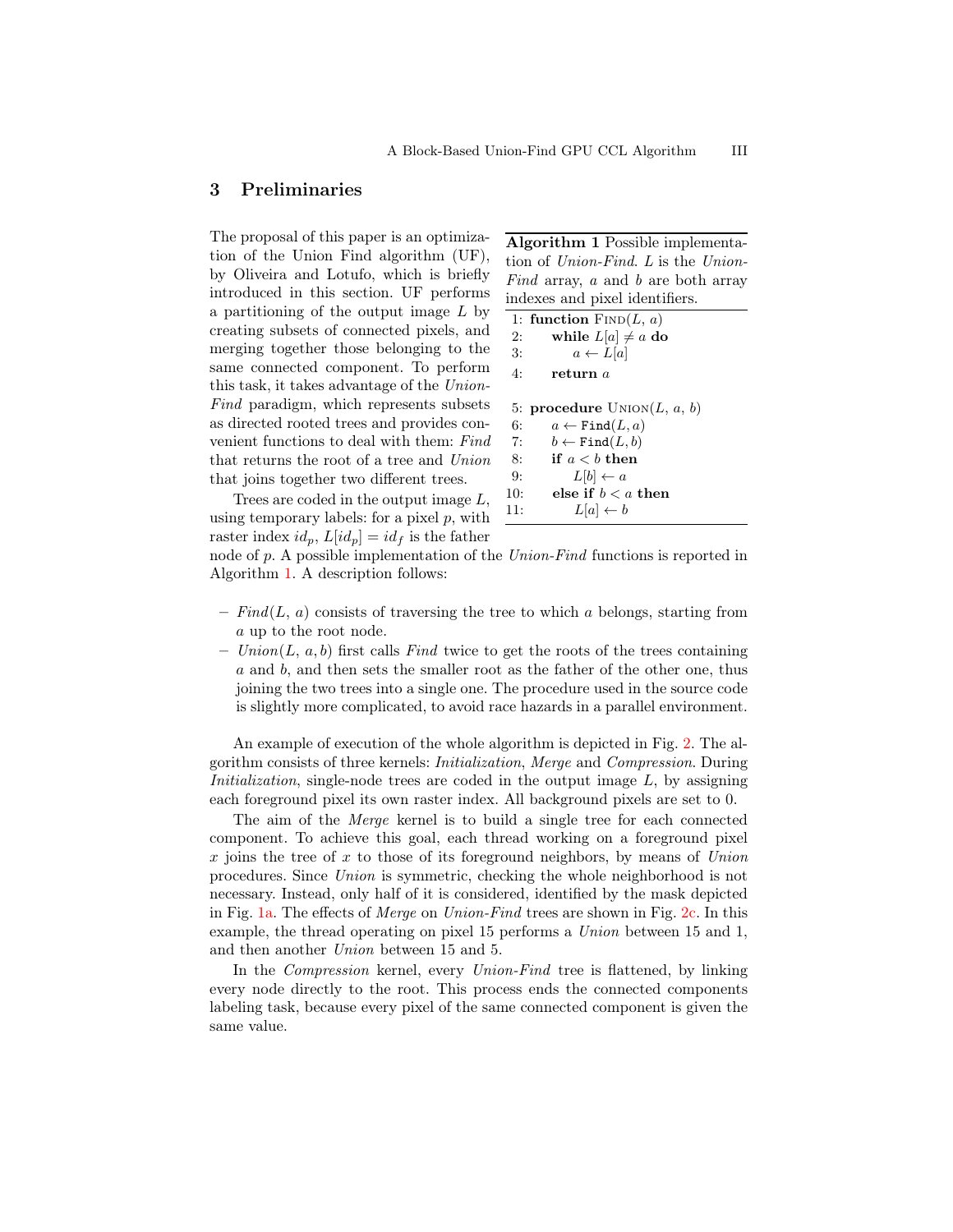## 3 Preliminaries

The proposal of this paper is an optimization of the Union Find algorithm (UF), by Oliveira and Lotufo, which is briefly introduced in this section. UF performs a partitioning of the output image $L$ by creating subsets of connected pixels, and merging together those belonging to the same connected component. To perform this task, it takes advantage of the *Union-Find* paradigm, which represents subsets as directed rooted trees and provides convenient functions to deal with them: *Find* that returns the root of a tree and *Union* that joins together two different trees.

Trees are coded in the output image $L$, using temporary labels: for a pixel $p$, with raster index $id_p$, $L[id_p] = id_f$ is the father node of $p$. A possible implementation of the *Union-Find* functions is reported in Algorithm 1. A description follows:

**Algorithm 1** Possible implementation of *Union-Find*. $L$ is the *Union-Find* array, $a$ and $b$ are both array indexes and pixel identifiers.

```
 1: function Find(L, a)
 2:     while L[a] ≠ a do
 3:         a ← L[a]
 4:     return a

 5: procedure Union(L, a, b)
 6:     a ← Find(L, a)
 7:     b ← Find(L, b)
 8:     if a < b then
 9:         L[b] ← a
10:     else if b < a then
11:         L[a] ← b
```

– *Find*($L$, $a$) consists of traversing the tree to which $a$ belongs, starting from $a$ up to the root node.

– *Union*($L$, $a, b$) first calls *Find* twice to get the roots of the trees containing $a$ and $b$, and then sets the smaller root as the father of the other one, thus joining the two trees into a single one. The procedure used in the source code is slightly more complicated, to avoid race hazards in a parallel environment.

An example of execution of the whole algorithm is depicted in Fig. 2. The algorithm consists of three kernels: *Initialization*, *Merge* and *Compression*. During *Initialization*, single-node trees are coded in the output image $L$, by assigning each foreground pixel its own raster index. All background pixels are set to 0.

The aim of the *Merge* kernel is to build a single tree for each connected component. To achieve this goal, each thread working on a foreground pixel $x$ joins the tree of $x$ to those of its foreground neighbors, by means of *Union* procedures. Since *Union* is symmetric, checking the whole neighborhood is not necessary. Instead, only half of it is considered, identified by the mask depicted in Fig. 1a. The effects of *Merge* on *Union-Find* trees are shown in Fig. 2c. In this example, the thread operating on pixel 15 performs a *Union* between 15 and 1, and then another *Union* between 15 and 5.

In the *Compression* kernel, every *Union-Find* tree is flattened, by linking every node directly to the root. This process ends the connected components labeling task, because every pixel of the same connected component is given the same value.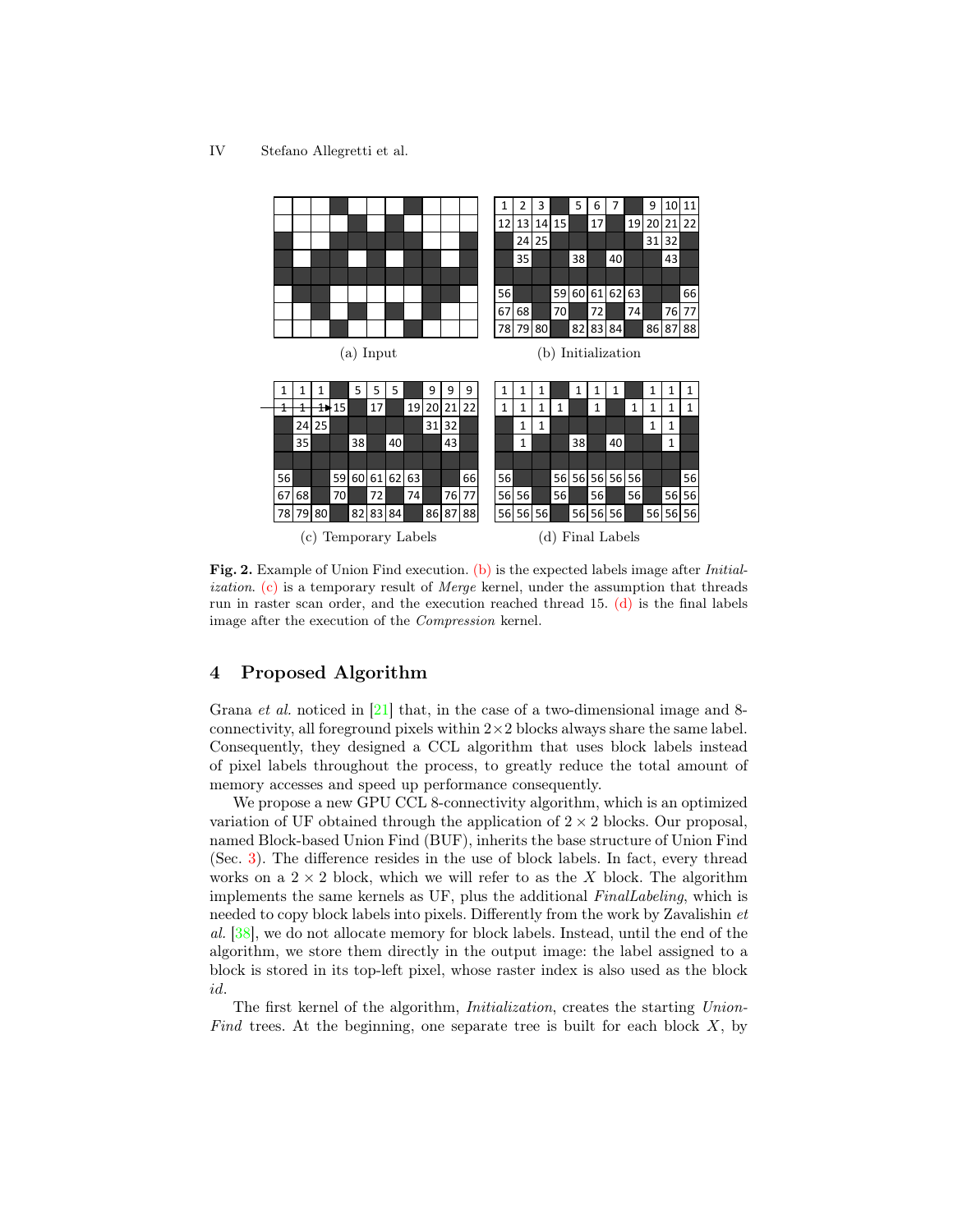**Fig. 2.** Example of Union Find execution. (b) is the expected labels image after *Initialization*. (c) is a temporary result of *Merge* kernel, under the assumption that threads run in raster scan order, and the execution reached thread 15. (d) is the final labels image after the execution of the *Compression* kernel.

## 4 Proposed Algorithm

Grana *et al.* noticed in [21] that, in the case of a two-dimensional image and 8-connectivity, all foreground pixels within $2 \times 2$ blocks always share the same label. Consequently, they designed a CCL algorithm that uses block labels instead of pixel labels throughout the process, to greatly reduce the total amount of memory accesses and speed up performance consequently.

We propose a new GPU CCL 8-connectivity algorithm, which is an optimized variation of UF obtained through the application of $2 \times 2$ blocks. Our proposal, named Block-based Union Find (BUF), inherits the base structure of Union Find (Sec. 3). The difference resides in the use of block labels. In fact, every thread works on a $2 \times 2$ block, which we will refer to as the $X$ block. The algorithm implements the same kernels as UF, plus the additional *FinalLabeling*, which is needed to copy block labels into pixels. Differently from the work by Zavalishin *et al.* [38], we do not allocate memory for block labels. Instead, until the end of the algorithm, we store them directly in the output image: the label assigned to a block is stored in its top-left pixel, whose raster index is also used as the block *id*.

The first kernel of the algorithm, *Initialization*, creates the starting *Union-Find* trees. At the beginning, one separate tree is built for each block $X$, by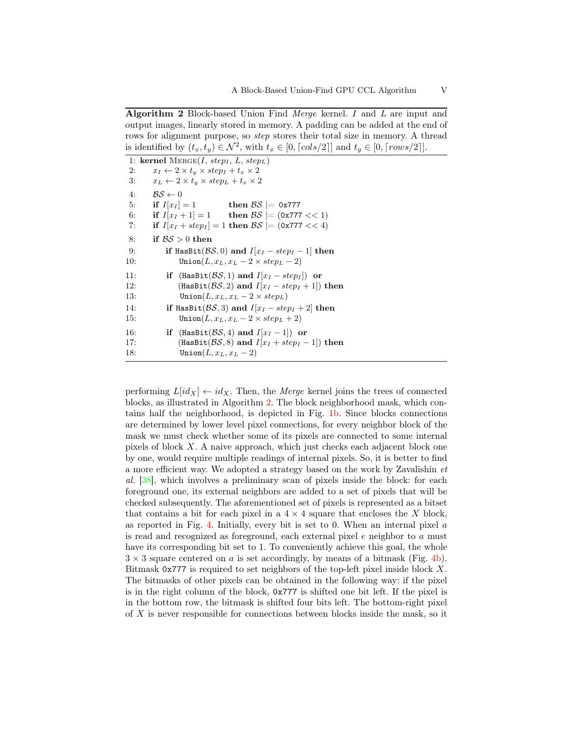**Algorithm 2** Block-based Union Find *Merge* kernel. $I$ and $L$ are input and output images, linearly stored in memory. A padding can be added at the end of rows for alignment purpose, so *step* stores their total size in memory. A thread is identified by $(t_x, t_y) \in \mathcal{N}^2$, with $t_x \in [0, \lceil cols/2 \rceil]$ and $t_y \in [0, \lceil rows/2 \rceil]$.

```
 1: kernel Merge(I, step_I, L, step_L)
 2:     x_I ← 2 × t_y × step_I + t_x × 2
 3:     x_L ← 2 × t_y × step_L + t_x × 2
 4:     BS ← 0
 5:     if I[x_I] = 1            then BS |= 0x777
 6:     if I[x_I + 1] = 1        then BS |= (0x777 << 1)
 7:     if I[x_I + step_I] = 1   then BS |= (0x777 << 4)
 8:     if BS > 0 then
 9:         if HasBit(BS, 0) and I[x_I − step_I − 1] then
10:             Union(L, x_L, x_L − 2 × step_L − 2)
11:         if  (HasBit(BS, 1) and I[x_I − step_I])  or
12:             (HasBit(BS, 2) and I[x_I − step_I + 1]) then
13:             Union(L, x_L, x_L − 2 × step_L)
14:         if HasBit(BS, 3) and I[x_I − step_I + 2] then
15:             Union(L, x_L, x_L − 2 × step_L + 2)
16:         if  (HasBit(BS, 4) and I[x_I − 1])  or
17:             (HasBit(BS, 8) and I[x_I + step_I − 1]) then
18:             Union(L, x_L, x_L − 2)
```

performing $L[id_X] \leftarrow id_X$. Then, the *Merge* kernel joins the trees of connected blocks, as illustrated in Algorithm 2. The block neighborhood mask, which contains half the neighborhood, is depicted in Fig. 1b. Since blocks connections are determined by lower level pixel connections, for every neighbor block of the mask we must check whether some of its pixels are connected to some internal pixels of block $X$. A naive approach, which just checks each adjacent block one by one, would require multiple readings of internal pixels. So, it is better to find a more efficient way. We adopted a strategy based on the work by Zavalishin *et al.* [38], which involves a preliminary scan of pixels inside the block: for each foreground one, its external neighbors are added to a set of pixels that will be checked subsequently. The aforementioned set of pixels is represented as a bitset that contains a bit for each pixel in a $4 \times 4$ square that encloses the $X$ block, as reported in Fig. 4. Initially, every bit is set to 0. When an internal pixel $a$ is read and recognized as foreground, each external pixel $e$ neighbor to $a$ must have its corresponding bit set to 1. To conveniently achieve this goal, the whole $3 \times 3$ square centered on $a$ is set accordingly, by means of a bitmask (Fig. 4b). Bitmask `0x777` is required to set neighbors of the top-left pixel inside block $X$. The bitmasks of other pixels can be obtained in the following way: if the pixel is in the right column of the block, `0x777` is shifted one bit left. If the pixel is in the bottom row, the bitmask is shifted four bits left. The bottom-right pixel of $X$ is never responsible for connections between blocks inside the mask, so it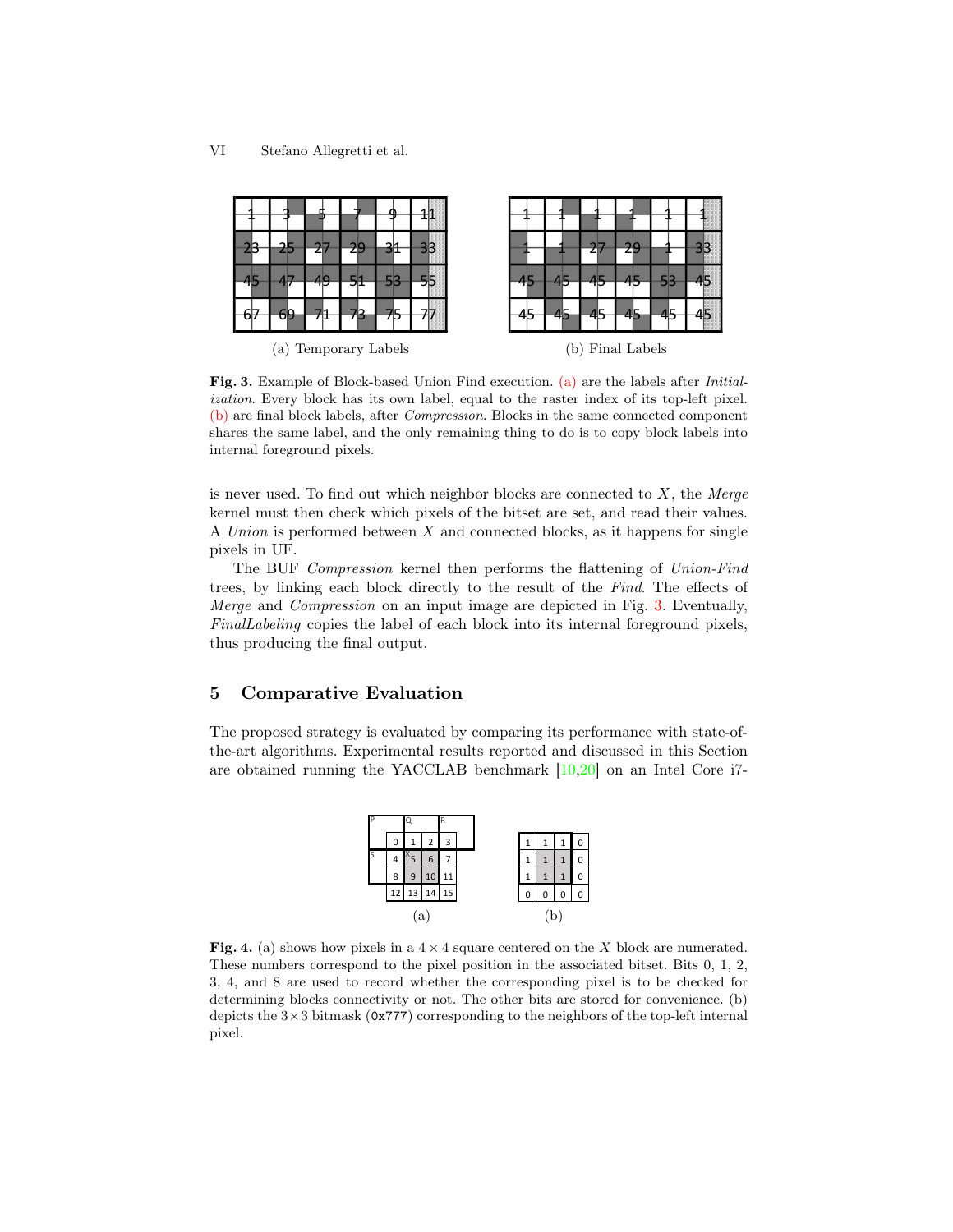(a) Temporary Labels

(b) Final Labels

**Fig. 3.** Example of Block-based Union Find execution. (a) are the labels after *Initialization*. Every block has its own label, equal to the raster index of its top-left pixel. (b) are final block labels, after *Compression*. Blocks in the same connected component shares the same label, and the only remaining thing to do is to copy block labels into internal foreground pixels.

is never used. To find out which neighbor blocks are connected to $X$, the *Merge* kernel must then check which pixels of the bitset are set, and read their values. A *Union* is performed between $X$ and connected blocks, as it happens for single pixels in UF.

The BUF *Compression* kernel then performs the flattening of *Union-Find* trees, by linking each block directly to the result of the *Find*. The effects of *Merge* and *Compression* on an input image are depicted in Fig. 3. Eventually, *FinalLabeling* copies the label of each block into its internal foreground pixels, thus producing the final output.

## 5 Comparative Evaluation

The proposed strategy is evaluated by comparing its performance with state-of-the-art algorithms. Experimental results reported and discussed in this Section are obtained running the YACCLAB benchmark [10,20] on an Intel Core i7-

(a)

(b)

**Fig. 4.** (a) shows how pixels in a $4 \times 4$ square centered on the $X$ block are numerated. These numbers correspond to the pixel position in the associated bitset. Bits 0, 1, 2, 3, 4, and 8 are used to record whether the corresponding pixel is to be checked for determining blocks connectivity or not. The other bits are stored for convenience. (b) depicts the $3 \times 3$ bitmask (`0x777`) corresponding to the neighbors of the top-left internal pixel.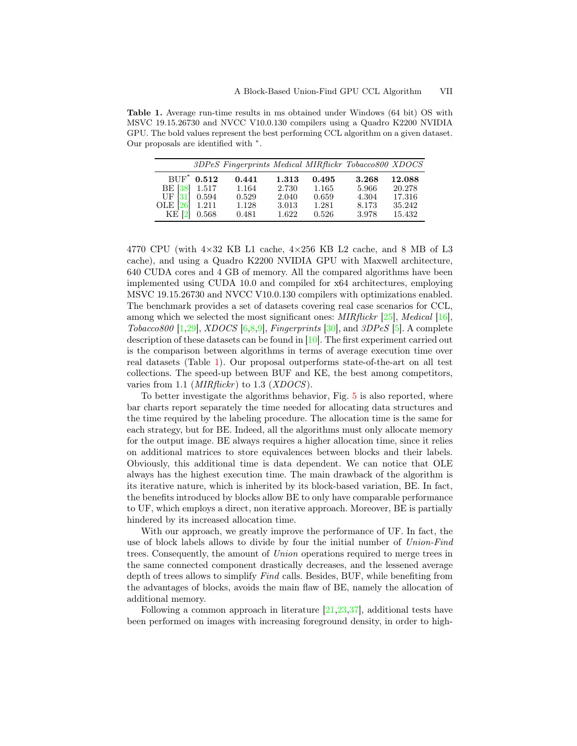**Table 1.** Average run-time results in ms obtained under Windows (64 bit) OS with MSVC 19.15.26730 and NVCC V10.0.130 compilers using a Quadro K2200 NVIDIA GPU. The bold values represent the best performing CCL algorithm on a given dataset. Our proposals are identified with $^*$.

| | *3DPeS* | *Fingerprints* | *Medical* | *MIRflickr* | *Tobacco800* | *XDOCS* |
|---|---|---|---|---|---|---|
| BUF$^*$ | **0.512** | **0.441** | **1.313** | **0.495** | **3.268** | **12.088** |
| BE [38] | 1.517 | 1.164 | 2.730 | 1.165 | 5.966 | 20.278 |
| UF [31] | 0.594 | 0.529 | 2.040 | 0.659 | 4.304 | 17.316 |
| OLE [26] | 1.211 | 1.128 | 3.013 | 1.281 | 8.173 | 35.242 |
| KE [2] | 0.568 | 0.481 | 1.622 | 0.526 | 3.978 | 15.432 |

4770 CPU (with 4×32 KB L1 cache, 4×256 KB L2 cache, and 8 MB of L3 cache), and using a Quadro K2200 NVIDIA GPU with Maxwell architecture, 640 CUDA cores and 4 GB of memory. All the compared algorithms have been implemented using CUDA 10.0 and compiled for x64 architectures, employing MSVC 19.15.26730 and NVCC V10.0.130 compilers with optimizations enabled. The benchmark provides a set of datasets covering real case scenarios for CCL, among which we selected the most significant ones: *MIRflickr* [25], *Medical* [16], *Tobacco800* [1,29], *XDOCS* [6,8,9], *Fingerprints* [30], and *3DPeS* [5]. A complete description of these datasets can be found in [10]. The first experiment carried out is the comparison between algorithms in terms of average execution time over real datasets (Table 1). Our proposal outperforms state-of-the-art on all test collections. The speed-up between BUF and KE, the best among competitors, varies from 1.1 (*MIRflickr*) to 1.3 (*XDOCS*).

To better investigate the algorithms behavior, Fig. 5 is also reported, where bar charts report separately the time needed for allocating data structures and the time required by the labeling procedure. The allocation time is the same for each strategy, but for BE. Indeed, all the algorithms must only allocate memory for the output image. BE always requires a higher allocation time, since it relies on additional matrices to store equivalences between blocks and their labels. Obviously, this additional time is data dependent. We can notice that OLE always has the highest execution time. The main drawback of the algorithm is its iterative nature, which is inherited by its block-based variation, BE. In fact, the benefits introduced by blocks allow BE to only have comparable performance to UF, which employs a direct, non iterative approach. Moreover, BE is partially hindered by its increased allocation time.

With our approach, we greatly improve the performance of UF. In fact, the use of block labels allows to divide by four the initial number of *Union-Find* trees. Consequently, the amount of *Union* operations required to merge trees in the same connected component drastically decreases, and the lessened average depth of trees allows to simplify *Find* calls. Besides, BUF, while benefiting from the advantages of blocks, avoids the main flaw of BE, namely the allocation of additional memory.

Following a common approach in literature [21,23,37], additional tests have been performed on images with increasing foreground density, in order to high-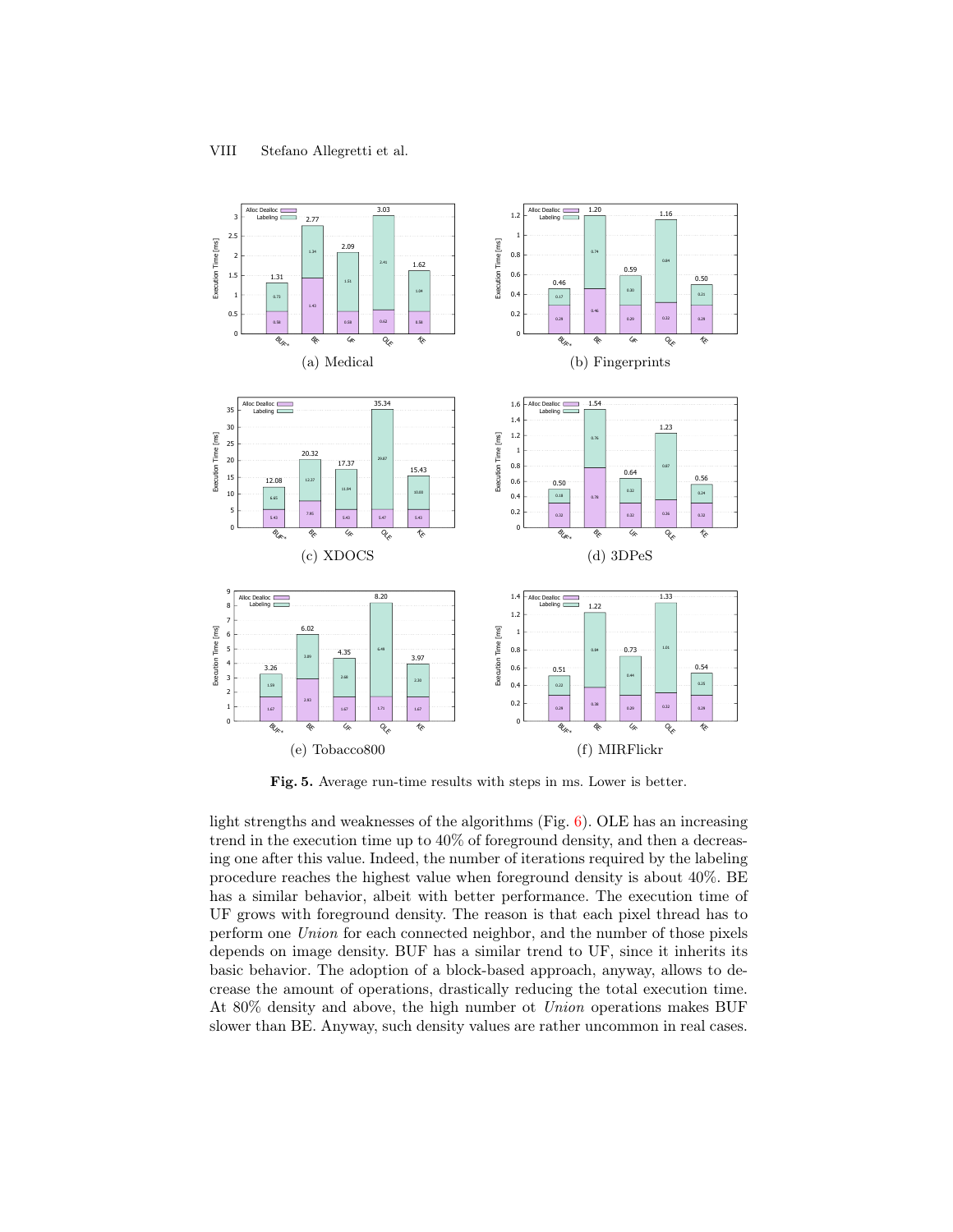(a) Medical

(b) Fingerprints

(c) XDOCS

(d) 3DPeS

(e) Tobacco800

(f) MIRFlickr

**Fig. 5.** Average run-time results with steps in ms. Lower is better.

light strengths and weaknesses of the algorithms (Fig. 6). OLE has an increasing trend in the execution time up to 40% of foreground density, and then a decreasing one after this value. Indeed, the number of iterations required by the labeling procedure reaches the highest value when foreground density is about 40%. BE has a similar behavior, albeit with better performance. The execution time of UF grows with foreground density. The reason is that each pixel thread has to perform one *Union* for each connected neighbor, and the number of those pixels depends on image density. BUF has a similar trend to UF, since it inherits its basic behavior. The adoption of a block-based approach, anyway, allows to decrease the amount of operations, drastically reducing the total execution time. At 80% density and above, the high number ot *Union* operations makes BUF slower than BE. Anyway, such density values are rather uncommon in real cases.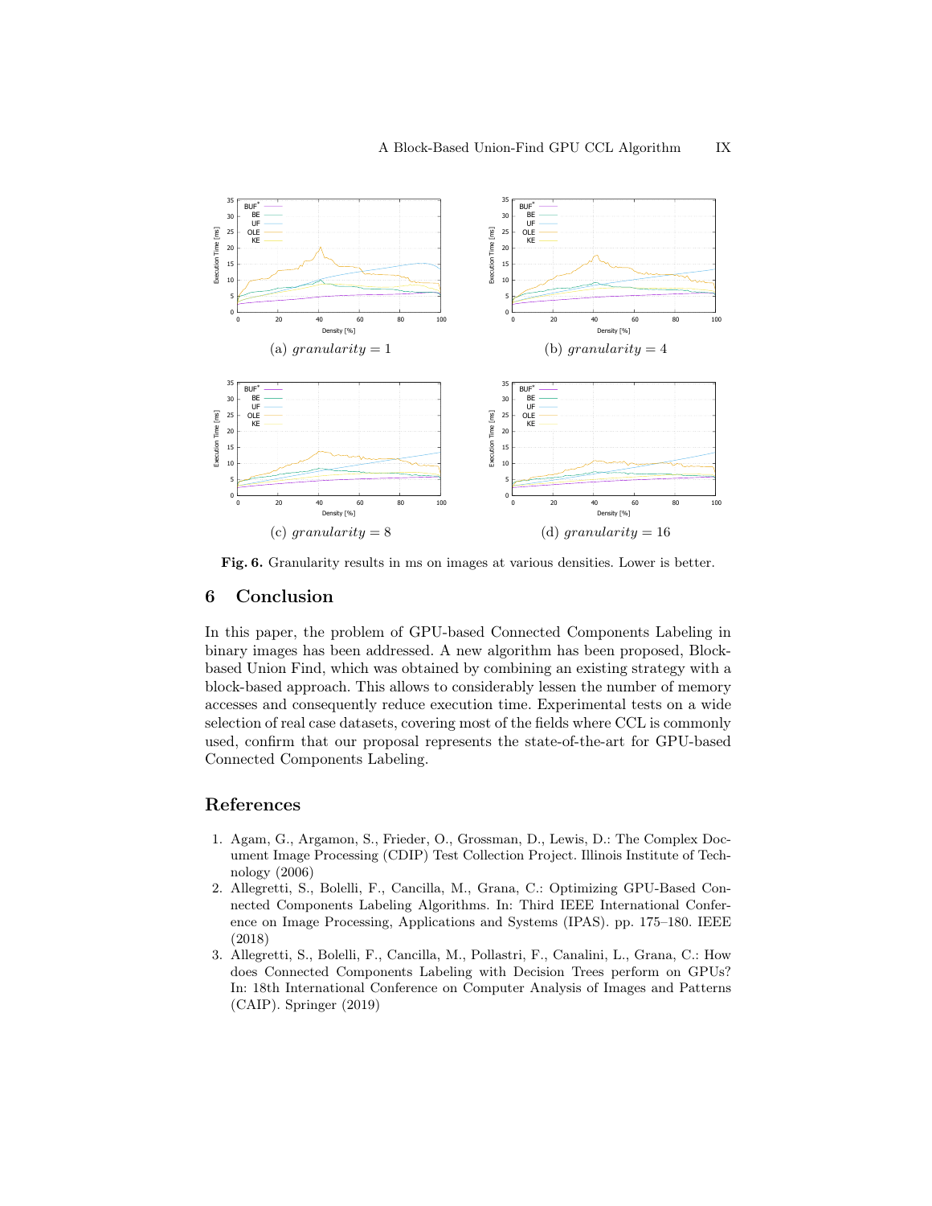(a) $granularity = 1$

(b) $granularity = 4$

(c) $granularity = 8$

(d) $granularity = 16$

**Fig. 6.** Granularity results in ms on images at various densities. Lower is better.

## 6 Conclusion

In this paper, the problem of GPU-based Connected Components Labeling in binary images has been addressed. A new algorithm has been proposed, Block-based Union Find, which was obtained by combining an existing strategy with a block-based approach. This allows to considerably lessen the number of memory accesses and consequently reduce execution time. Experimental tests on a wide selection of real case datasets, covering most of the fields where CCL is commonly used, confirm that our proposal represents the state-of-the-art for GPU-based Connected Components Labeling.

## References

1. Agam, G., Argamon, S., Frieder, O., Grossman, D., Lewis, D.: The Complex Document Image Processing (CDIP) Test Collection Project. Illinois Institute of Technology (2006)
2. Allegretti, S., Bolelli, F., Cancilla, M., Grana, C.: Optimizing GPU-Based Connected Components Labeling Algorithms. In: Third IEEE International Conference on Image Processing, Applications and Systems (IPAS). pp. 175–180. IEEE (2018)
3. Allegretti, S., Bolelli, F., Cancilla, M., Pollastri, F., Canalini, L., Grana, C.: How does Connected Components Labeling with Decision Trees perform on GPUs? In: 18th International Conference on Computer Analysis of Images and Patterns (CAIP). Springer (2019)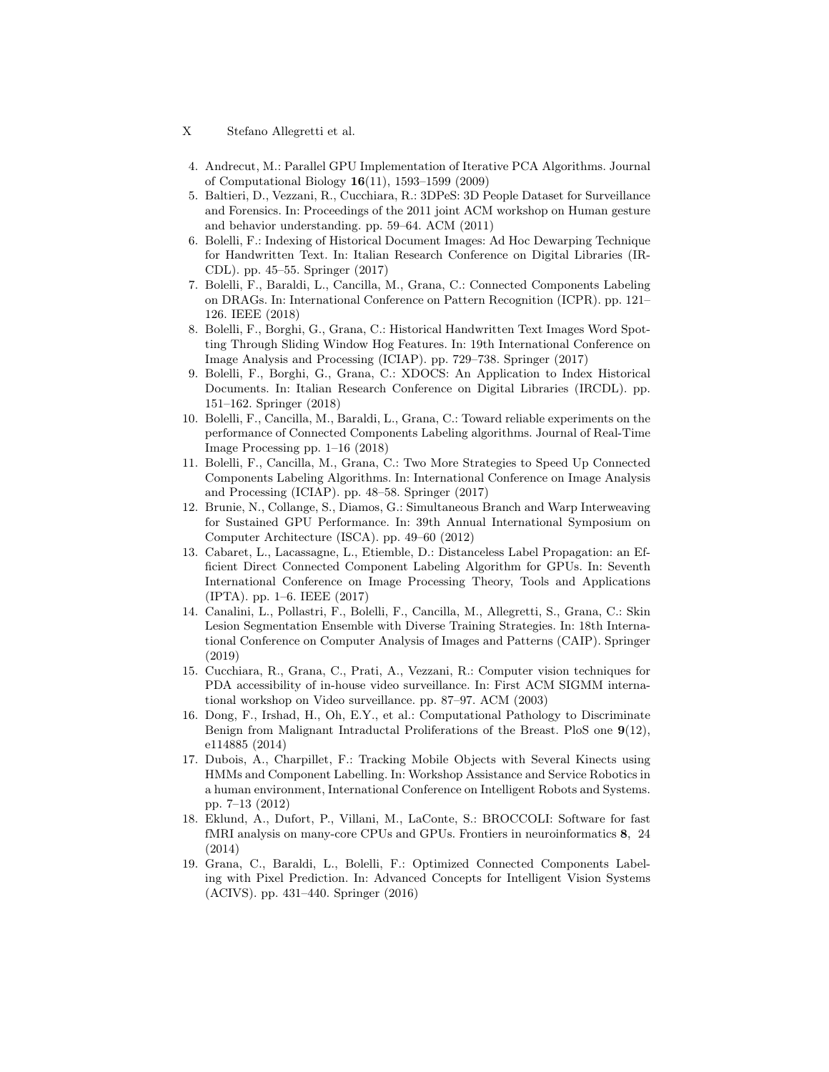4. Andrecut, M.: Parallel GPU Implementation of Iterative PCA Algorithms. Journal of Computational Biology **16**(11), 1593–1599 (2009)
5. Baltieri, D., Vezzani, R., Cucchiara, R.: 3DPeS: 3D People Dataset for Surveillance and Forensics. In: Proceedings of the 2011 joint ACM workshop on Human gesture and behavior understanding. pp. 59–64. ACM (2011)
6. Bolelli, F.: Indexing of Historical Document Images: Ad Hoc Dewarping Technique for Handwritten Text. In: Italian Research Conference on Digital Libraries (IRCDL). pp. 45–55. Springer (2017)
7. Bolelli, F., Baraldi, L., Cancilla, M., Grana, C.: Connected Components Labeling on DRAGs. In: International Conference on Pattern Recognition (ICPR). pp. 121–126. IEEE (2018)
8. Bolelli, F., Borghi, G., Grana, C.: Historical Handwritten Text Images Word Spotting Through Sliding Window Hog Features. In: 19th International Conference on Image Analysis and Processing (ICIAP). pp. 729–738. Springer (2017)
9. Bolelli, F., Borghi, G., Grana, C.: XDOCS: An Application to Index Historical Documents. In: Italian Research Conference on Digital Libraries (IRCDL). pp. 151–162. Springer (2018)
10. Bolelli, F., Cancilla, M., Baraldi, L., Grana, C.: Toward reliable experiments on the performance of Connected Components Labeling algorithms. Journal of Real-Time Image Processing pp. 1–16 (2018)
11. Bolelli, F., Cancilla, M., Grana, C.: Two More Strategies to Speed Up Connected Components Labeling Algorithms. In: International Conference on Image Analysis and Processing (ICIAP). pp. 48–58. Springer (2017)
12. Brunie, N., Collange, S., Diamos, G.: Simultaneous Branch and Warp Interweaving for Sustained GPU Performance. In: 39th Annual International Symposium on Computer Architecture (ISCA). pp. 49–60 (2012)
13. Cabaret, L., Lacassagne, L., Etiemble, D.: Distanceless Label Propagation: an Efficient Direct Connected Component Labeling Algorithm for GPUs. In: Seventh International Conference on Image Processing Theory, Tools and Applications (IPTA). pp. 1–6. IEEE (2017)
14. Canalini, L., Pollastri, F., Bolelli, F., Cancilla, M., Allegretti, S., Grana, C.: Skin Lesion Segmentation Ensemble with Diverse Training Strategies. In: 18th International Conference on Computer Analysis of Images and Patterns (CAIP). Springer (2019)
15. Cucchiara, R., Grana, C., Prati, A., Vezzani, R.: Computer vision techniques for PDA accessibility of in-house video surveillance. In: First ACM SIGMM international workshop on Video surveillance. pp. 87–97. ACM (2003)
16. Dong, F., Irshad, H., Oh, E.Y., et al.: Computational Pathology to Discriminate Benign from Malignant Intraductal Proliferations of the Breast. PloS one **9**(12), e114885 (2014)
17. Dubois, A., Charpillet, F.: Tracking Mobile Objects with Several Kinects using HMMs and Component Labelling. In: Workshop Assistance and Service Robotics in a human environment, International Conference on Intelligent Robots and Systems. pp. 7–13 (2012)
18. Eklund, A., Dufort, P., Villani, M., LaConte, S.: BROCCOLI: Software for fast fMRI analysis on many-core CPUs and GPUs. Frontiers in neuroinformatics **8**, 24 (2014)
19. Grana, C., Baraldi, L., Bolelli, F.: Optimized Connected Components Labeling with Pixel Prediction. In: Advanced Concepts for Intelligent Vision Systems (ACIVS). pp. 431–440. Springer (2016)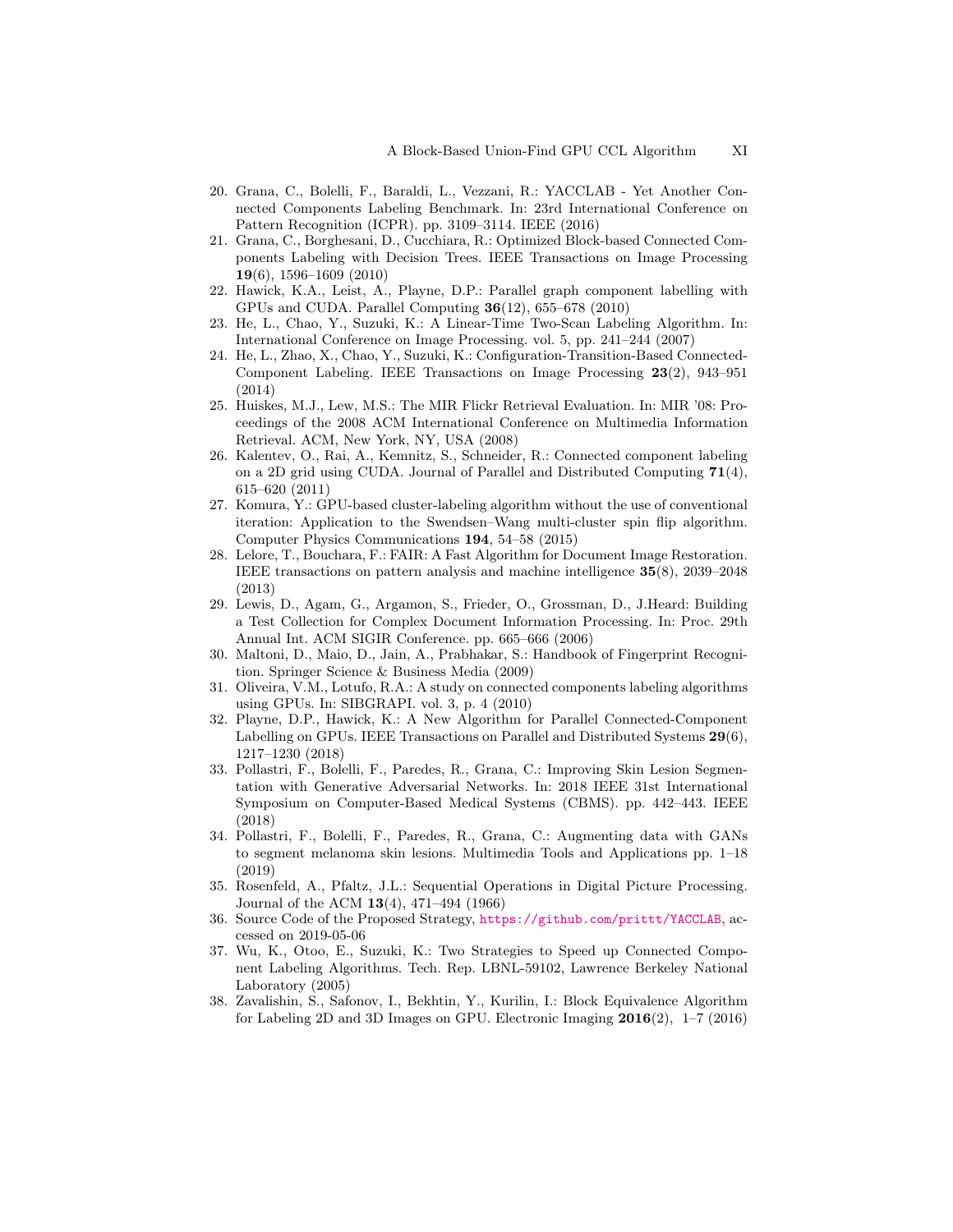20. Grana, C., Bolelli, F., Baraldi, L., Vezzani, R.: YACCLAB - Yet Another Connected Components Labeling Benchmark. In: 23rd International Conference on Pattern Recognition (ICPR). pp. 3109–3114. IEEE (2016)
21. Grana, C., Borghesani, D., Cucchiara, R.: Optimized Block-based Connected Components Labeling with Decision Trees. IEEE Transactions on Image Processing **19**(6), 1596–1609 (2010)
22. Hawick, K.A., Leist, A., Playne, D.P.: Parallel graph component labelling with GPUs and CUDA. Parallel Computing **36**(12), 655–678 (2010)
23. He, L., Chao, Y., Suzuki, K.: A Linear-Time Two-Scan Labeling Algorithm. In: International Conference on Image Processing. vol. 5, pp. 241–244 (2007)
24. He, L., Zhao, X., Chao, Y., Suzuki, K.: Configuration-Transition-Based Connected-Component Labeling. IEEE Transactions on Image Processing **23**(2), 943–951 (2014)
25. Huiskes, M.J., Lew, M.S.: The MIR Flickr Retrieval Evaluation. In: MIR '08: Proceedings of the 2008 ACM International Conference on Multimedia Information Retrieval. ACM, New York, NY, USA (2008)
26. Kalentev, O., Rai, A., Kemnitz, S., Schneider, R.: Connected component labeling on a 2D grid using CUDA. Journal of Parallel and Distributed Computing **71**(4), 615–620 (2011)
27. Komura, Y.: GPU-based cluster-labeling algorithm without the use of conventional iteration: Application to the Swendsen–Wang multi-cluster spin flip algorithm. Computer Physics Communications **194**, 54–58 (2015)
28. Lelore, T., Bouchara, F.: FAIR: A Fast Algorithm for Document Image Restoration. IEEE transactions on pattern analysis and machine intelligence **35**(8), 2039–2048 (2013)
29. Lewis, D., Agam, G., Argamon, S., Frieder, O., Grossman, D., J.Heard: Building a Test Collection for Complex Document Information Processing. In: Proc. 29th Annual Int. ACM SIGIR Conference. pp. 665–666 (2006)
30. Maltoni, D., Maio, D., Jain, A., Prabhakar, S.: Handbook of Fingerprint Recognition. Springer Science & Business Media (2009)
31. Oliveira, V.M., Lotufo, R.A.: A study on connected components labeling algorithms using GPUs. In: SIBGRAPI. vol. 3, p. 4 (2010)
32. Playne, D.P., Hawick, K.: A New Algorithm for Parallel Connected-Component Labelling on GPUs. IEEE Transactions on Parallel and Distributed Systems **29**(6), 1217–1230 (2018)
33. Pollastri, F., Bolelli, F., Paredes, R., Grana, C.: Improving Skin Lesion Segmentation with Generative Adversarial Networks. In: 2018 IEEE 31st International Symposium on Computer-Based Medical Systems (CBMS). pp. 442–443. IEEE (2018)
34. Pollastri, F., Bolelli, F., Paredes, R., Grana, C.: Augmenting data with GANs to segment melanoma skin lesions. Multimedia Tools and Applications pp. 1–18 (2019)
35. Rosenfeld, A., Pfaltz, J.L.: Sequential Operations in Digital Picture Processing. Journal of the ACM **13**(4), 471–494 (1966)
36. Source Code of the Proposed Strategy, https://github.com/prittt/YACCLAB, accessed on 2019-05-06
37. Wu, K., Otoo, E., Suzuki, K.: Two Strategies to Speed up Connected Component Labeling Algorithms. Tech. Rep. LBNL-59102, Lawrence Berkeley National Laboratory (2005)
38. Zavalishin, S., Safonov, I., Bekhtin, Y., Kurilin, I.: Block Equivalence Algorithm for Labeling 2D and 3D Images on GPU. Electronic Imaging **2016**(2), 1–7 (2016)